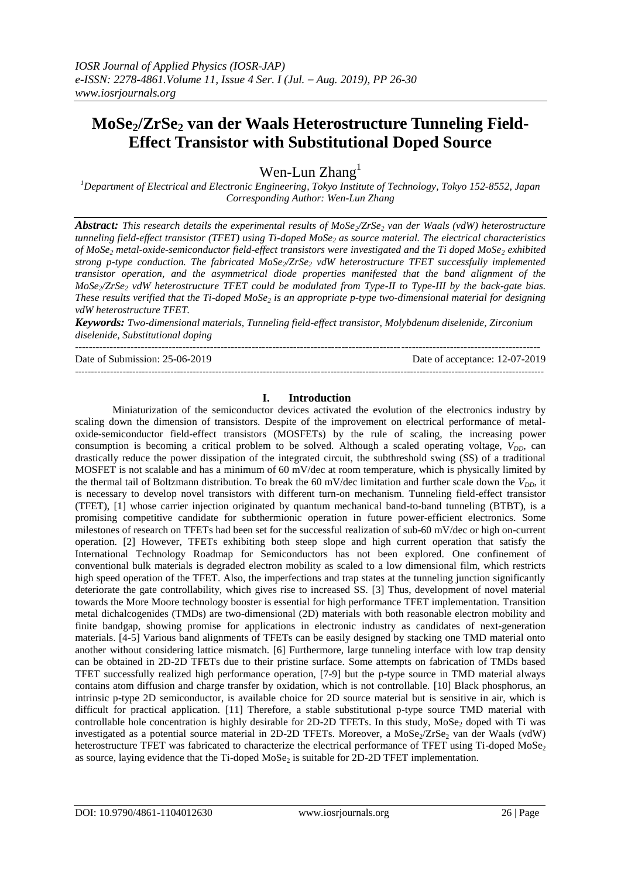# $MoSe_2/ZrSe_2$ van der Waals Heterostructure Tunneling Field-Effect Transistor with Substitutional Doped Source

Wen-Lun Zhang[1]

[1]*Department of Electrical and Electronic Engineering, Tokyo Institute of Technology, Tokyo 152-8552, Japan*
*Corresponding Author: Wen-Lun Zhang*

***Abstract:*** *This research details the experimental results of $MoSe_2/ZrSe_2$ van der Waals (vdW) heterostructure tunneling field-effect transistor (TFET) using Ti-doped $MoSe_2$ as source material. The electrical characteristics of $MoSe_2$ metal-oxide-semiconductor field-effect transistors were investigated and the Ti doped $MoSe_2$ exhibited strong p-type conduction. The fabricated $MoSe_2/ZrSe_2$ vdW heterostructure TFET successfully implemented transistor operation, and the asymmetrical diode properties manifested that the band alignment of the $MoSe_2/ZrSe_2$ vdW heterostructure TFET could be modulated from Type-II to Type-III by the back-gate bias. These results verified that the Ti-doped $MoSe_2$ is an appropriate p-type two-dimensional material for designing vdW heterostructure TFET.*

***Keywords:*** *Two-dimensional materials, Tunneling field-effect transistor, Molybdenum diselenide, Zirconium diselenide, Substitutional doping*

Date of Submission: 25-06-2019 Date of acceptance: 12-07-2019

## I. Introduction

Miniaturization of the semiconductor devices activated the evolution of the electronics industry by scaling down the dimension of transistors. Despite of the improvement on electrical performance of metal-oxide-semiconductor field-effect transistors (MOSFETs) by the rule of scaling, the increasing power consumption is becoming a critical problem to be solved. Although a scaled operating voltage, $V_{DD}$, can drastically reduce the power dissipation of the integrated circuit, the subthreshold swing (SS) of a traditional MOSFET is not scalable and has a minimum of 60 mV/dec at room temperature, which is physically limited by the thermal tail of Boltzmann distribution. To break the 60 mV/dec limitation and further scale down the $V_{DD}$, it is necessary to develop novel transistors with different turn-on mechanism. Tunneling field-effect transistor (TFET), [1] whose carrier injection originated by quantum mechanical band-to-band tunneling (BTBT), is a promising competitive candidate for subthermionic operation in future power-efficient electronics. Some milestones of research on TFETs had been set for the successful realization of sub-60 mV/dec or high on-current operation. [2] However, TFETs exhibiting both steep slope and high current operation that satisfy the International Technology Roadmap for Semiconductors has not been explored. One confinement of conventional bulk materials is degraded electron mobility as scaled to a low dimensional film, which restricts high speed operation of the TFET. Also, the imperfections and trap states at the tunneling junction significantly deteriorate the gate controllability, which gives rise to increased SS. [3] Thus, development of novel material towards the More Moore technology booster is essential for high performance TFET implementation. Transition metal dichalcogenides (TMDs) are two-dimensional (2D) materials with both reasonable electron mobility and finite bandgap, showing promise for applications in electronic industry as candidates of next-generation materials. [4-5] Various band alignments of TFETs can be easily designed by stacking one TMD material onto another without considering lattice mismatch. [6] Furthermore, large tunneling interface with low trap density can be obtained in 2D-2D TFETs due to their pristine surface. Some attempts on fabrication of TMDs based TFET successfully realized high performance operation, [7-9] but the p-type source in TMD material always contains atom diffusion and charge transfer by oxidation, which is not controllable. [10] Black phosphorus, an intrinsic p-type 2D semiconductor, is available choice for 2D source material but is sensitive in air, which is difficult for practical application. [11] Therefore, a stable substitutional p-type source TMD material with controllable hole concentration is highly desirable for 2D-2D TFETs. In this study, $MoSe_2$ doped with Ti was investigated as a potential source material in 2D-2D TFETs. Moreover, a $MoSe_2/ZrSe_2$ van der Waals (vdW) heterostructure TFET was fabricated to characterize the electrical performance of TFET using Ti-doped $MoSe_2$ as source, laying evidence that the Ti-doped $MoSe_2$ is suitable for 2D-2D TFET implementation.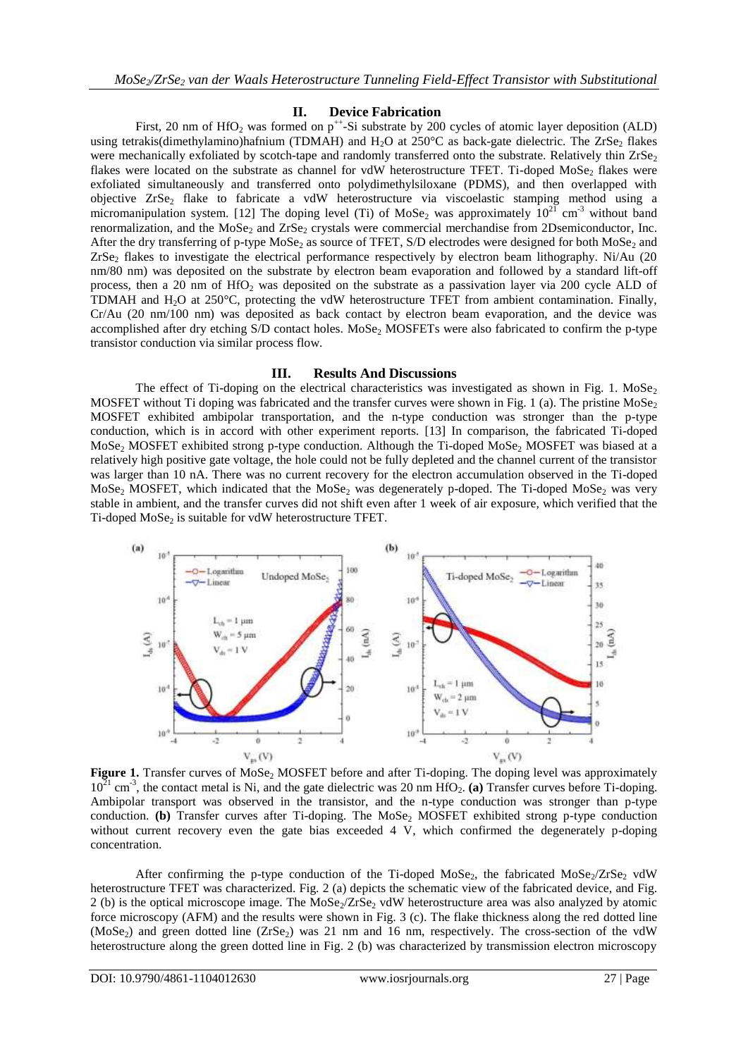## II. Device Fabrication

First, 20 nm of $HfO_2$ was formed on $p^{++}$-Si substrate by 200 cycles of atomic layer deposition (ALD) using tetrakis(dimethylamino)hafnium (TDMAH) and $H_2O$ at 250°C as back-gate dielectric. The $ZrSe_2$ flakes were mechanically exfoliated by scotch-tape and randomly transferred onto the substrate. Relatively thin $ZrSe_2$ flakes were located on the substrate as channel for vdW heterostructure TFET. Ti-doped $MoSe_2$ flakes were exfoliated simultaneously and transferred onto polydimethylsiloxane (PDMS), and then overlapped with objective $ZrSe_2$ flake to fabricate a vdW heterostructure via viscoelastic stamping method using a micromanipulation system. [12] The doping level (Ti) of $MoSe_2$ was approximately $10^{21}$ $cm^{-3}$ without band renormalization, and the $MoSe_2$ and $ZrSe_2$ crystals were commercial merchandise from 2Dsemiconductor, Inc. After the dry transferring of p-type $MoSe_2$ as source of TFET, S/D electrodes were designed for both $MoSe_2$ and $ZrSe_2$ flakes to investigate the electrical performance respectively by electron beam lithography. Ni/Au (20 nm/80 nm) was deposited on the substrate by electron beam evaporation and followed by a standard lift-off process, then a 20 nm of $HfO_2$ was deposited on the substrate as a passivation layer via 200 cycle ALD of TDMAH and $H_2O$ at 250°C, protecting the vdW heterostructure TFET from ambient contamination. Finally, Cr/Au (20 nm/100 nm) was deposited as back contact by electron beam evaporation, and the device was accomplished after dry etching S/D contact holes. $MoSe_2$ MOSFETs were also fabricated to confirm the p-type transistor conduction via similar process flow.

## III. Results And Discussions

The effect of Ti-doping on the electrical characteristics was investigated as shown in Fig. 1. $MoSe_2$ MOSFET without Ti doping was fabricated and the transfer curves were shown in Fig. 1 (a). The pristine $MoSe_2$ MOSFET exhibited ambipolar transportation, and the n-type conduction was stronger than the p-type conduction, which is in accord with other experiment reports. [13] In comparison, the fabricated Ti-doped $MoSe_2$ MOSFET exhibited strong p-type conduction. Although the Ti-doped $MoSe_2$ MOSFET was biased at a relatively high positive gate voltage, the hole could not be fully depleted and the channel current of the transistor was larger than 10 nA. There was no current recovery for the electron accumulation observed in the Ti-doped $MoSe_2$ MOSFET, which indicated that the $MoSe_2$ was degenerately p-doped. The Ti-doped $MoSe_2$ was very stable in ambient, and the transfer curves did not shift even after 1 week of air exposure, which verified that the Ti-doped $MoSe_2$ is suitable for vdW heterostructure TFET.

**Figure 1.** Transfer curves of $MoSe_2$ MOSFET before and after Ti-doping. The doping level was approximately $10^{21}$ $cm^{-3}$, the contact metal is Ni, and the gate dielectric was 20 nm $HfO_2$. **(a)** Transfer curves before Ti-doping. Ambipolar transport was observed in the transistor, and the n-type conduction was stronger than p-type conduction. **(b)** Transfer curves after Ti-doping. The $MoSe_2$ MOSFET exhibited strong p-type conduction without current recovery even the gate bias exceeded 4 V, which confirmed the degenerately p-doping concentration.

After confirming the p-type conduction of the Ti-doped $MoSe_2$, the fabricated $MoSe_2/ZrSe_2$ vdW heterostructure TFET was characterized. Fig. 2 (a) depicts the schematic view of the fabricated device, and Fig. 2 (b) is the optical microscope image. The $MoSe_2/ZrSe_2$ vdW heterostructure area was also analyzed by atomic force microscopy (AFM) and the results were shown in Fig. 3 (c). The flake thickness along the red dotted line ($MoSe_2$) and green dotted line ($ZrSe_2$) was 21 nm and 16 nm, respectively. The cross-section of the vdW heterostructure along the green dotted line in Fig. 2 (b) was characterized by transmission electron microscopy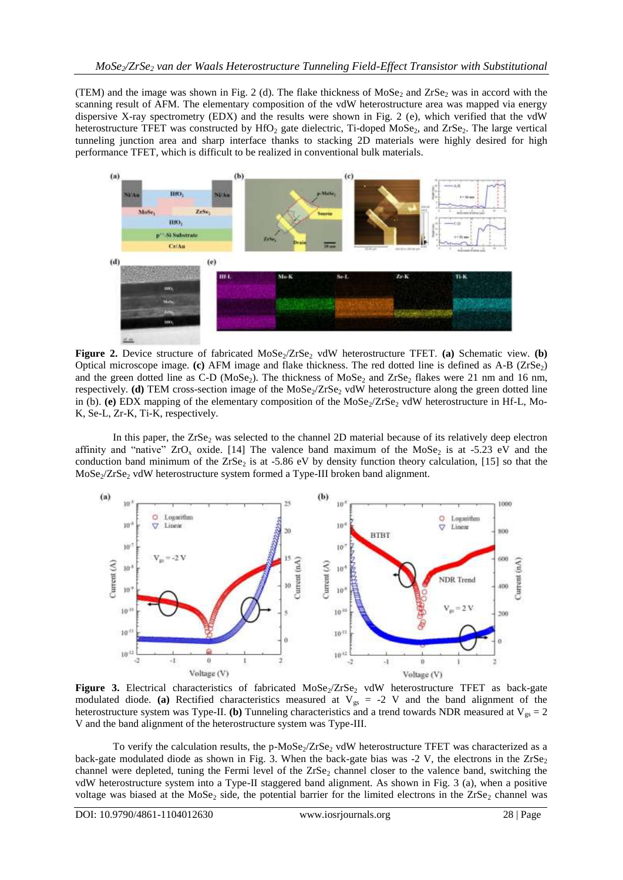(TEM) and the image was shown in Fig. 2 (d). The flake thickness of $MoSe_2$ and $ZrSe_2$ was in accord with the scanning result of AFM. The elementary composition of the vdW heterostructure area was mapped via energy dispersive X-ray spectrometry (EDX) and the results were shown in Fig. 2 (e), which verified that the vdW heterostructure TFET was constructed by $HfO_2$ gate dielectric, Ti-doped $MoSe_2$, and $ZrSe_2$. The large vertical tunneling junction area and sharp interface thanks to stacking 2D materials were highly desired for high performance TFET, which is difficult to be realized in conventional bulk materials.

**Figure 2.** Device structure of fabricated $MoSe_2/ZrSe_2$ vdW heterostructure TFET. **(a)** Schematic view. **(b)** Optical microscope image. **(c)** AFM image and flake thickness. The red dotted line is defined as A-B ($ZrSe_2$) and the green dotted line as C-D ($MoSe_2$). The thickness of $MoSe_2$ and $ZrSe_2$ flakes were 21 nm and 16 nm, respectively. **(d)** TEM cross-section image of the $MoSe_2/ZrSe_2$ vdW heterostructure along the green dotted line in (b). **(e)** EDX mapping of the elementary composition of the $MoSe_2/ZrSe_2$ vdW heterostructure in Hf-L, Mo-K, Se-L, Zr-K, Ti-K, respectively.

In this paper, the $ZrSe_2$ was selected to the channel 2D material because of its relatively deep electron affinity and "native" $ZrO_x$ oxide. [14] The valence band maximum of the $MoSe_2$ is at -5.23 eV and the conduction band minimum of the $ZrSe_2$ is at -5.86 eV by density function theory calculation, [15] so that the $MoSe_2/ZrSe_2$ vdW heterostructure system formed a Type-III broken band alignment.

**Figure 3.** Electrical characteristics of fabricated $MoSe_2/ZrSe_2$ vdW heterostructure TFET as back-gate modulated diode. **(a)** Rectified characteristics measured at $V_{gs}$ = -2 V and the band alignment of the heterostructure system was Type-II. **(b)** Tunneling characteristics and a trend towards NDR measured at $V_{gs}$ = 2 V and the band alignment of the heterostructure system was Type-III.

To verify the calculation results, the p-$MoSe_2/ZrSe_2$ vdW heterostructure TFET was characterized as a back-gate modulated diode as shown in Fig. 3. When the back-gate bias was -2 V, the electrons in the $ZrSe_2$ channel were depleted, tuning the Fermi level of the $ZrSe_2$ channel closer to the valence band, switching the vdW heterostructure system into a Type-II staggered band alignment. As shown in Fig. 3 (a), when a positive voltage was biased at the $MoSe_2$ side, the potential barrier for the limited electrons in the $ZrSe_2$ channel was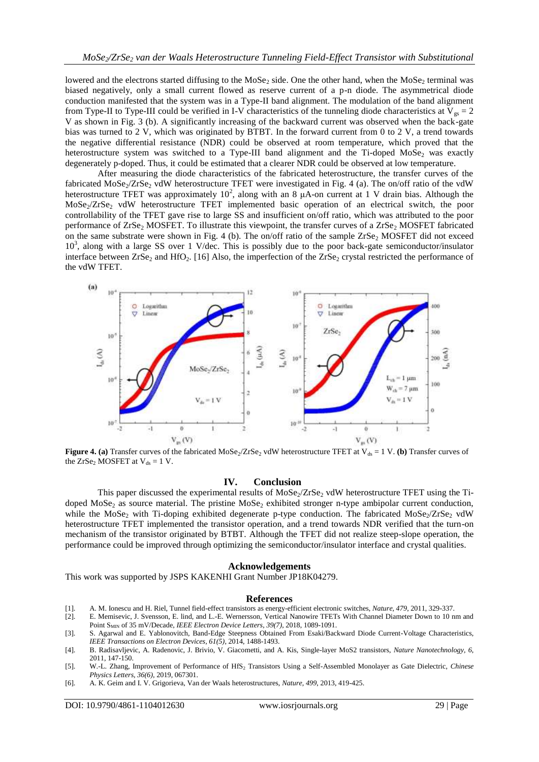lowered and the electrons started diffusing to the $MoSe_2$ side. One the other hand, when the $MoSe_2$ terminal was biased negatively, only a small current flowed as reserve current of a p-n diode. The asymmetrical diode conduction manifested that the system was in a Type-II band alignment. The modulation of the band alignment from Type-II to Type-III could be verified in I-V characteristics of the tunneling diode characteristics at $V_{gs} = 2$ V as shown in Fig. 3 (b). A significantly increasing of the backward current was observed when the back-gate bias was turned to 2 V, which was originated by BTBT. In the forward current from 0 to 2 V, a trend towards the negative differential resistance (NDR) could be observed at room temperature, which proved that the heterostructure system was switched to a Type-III band alignment and the Ti-doped $MoSe_2$ was exactly degenerately p-doped. Thus, it could be estimated that a clearer NDR could be observed at low temperature.

After measuring the diode characteristics of the fabricated heterostructure, the transfer curves of the fabricated $MoSe_2/ZrSe_2$ vdW heterostructure TFET were investigated in Fig. 4 (a). The on/off ratio of the vdW heterostructure TFET was approximately $10^2$, along with an 8 μA-on current at 1 V drain bias. Although the $MoSe_2/ZrSe_2$ vdW heterostructure TFET implemented basic operation of an electrical switch, the poor controllability of the TFET gave rise to large SS and insufficient on/off ratio, which was attributed to the poor performance of $ZrSe_2$ MOSFET. To illustrate this viewpoint, the transfer curves of a $ZrSe_2$ MOSFET fabricated on the same substrate were shown in Fig. 4 (b). The on/off ratio of the sample $ZrSe_2$ MOSFET did not exceed $10^3$, along with a large SS over 1 V/dec. This is possibly due to the poor back-gate semiconductor/insulator interface between $ZrSe_2$ and $HfO_2$. [16] Also, the imperfection of the $ZrSe_2$ crystal restricted the performance of the vdW TFET.

**Figure 4. (a)** Transfer curves of the fabricated $MoSe_2/ZrSe_2$ vdW heterostructure TFET at $V_{ds} = 1$ V. **(b)** Transfer curves of the $ZrSe_2$ MOSFET at $V_{ds} = 1$ V.

## IV. Conclusion

This paper discussed the experimental results of $MoSe_2/ZrSe_2$ vdW heterostructure TFET using the Ti-doped $MoSe_2$ as source material. The pristine $MoSe_2$ exhibited stronger n-type ambipolar current conduction, while the $MoSe_2$ with Ti-doping exhibited degenerate p-type conduction. The fabricated $MoSe_2/ZrSe_2$ vdW heterostructure TFET implemented the transistor operation, and a trend towards NDR verified that the turn-on mechanism of the transistor originated by BTBT. Although the TFET did not realize steep-slope operation, the performance could be improved through optimizing the semiconductor/insulator interface and crystal qualities.

## Acknowledgements

This work was supported by JSPS KAKENHI Grant Number JP18K04279.

## References

[1]. A. M. Ionescu and H. Riel, Tunnel field-effect transistors as energy-efficient electronic switches, *Nature, 479*, 2011, 329-337.

[2]. E. Memisevic, J. Svensson, E. lind, and L.-E. Wernersson, Vertical Nanowire TFETs With Channel Diameter Down to 10 nm and Point $S_{MIN}$ of 35 mV/Decade, *IEEE Electron Device Letters, 39(7)*, 2018, 1089-1091.

[3]. S. Agarwal and E. Yablonovitch, Band-Edge Steepness Obtained From Esaki/Backward Diode Current-Voltage Characteristics, *IEEE Transactions on Electron Devices, 61(5)*, 2014, 1488-1493.

[4]. B. Radisavljevic, A. Radenovic, J. Brivio, V. Giacometti, and A. Kis, Single-layer MoS2 transistors, *Nature Nanotechnology, 6*, 2011, 147-150.

[5]. W.-L. Zhang, Improvement of Performance of $HfS_2$ Transistors Using a Self-Assembled Monolayer as Gate Dielectric, *Chinese Physics Letters, 36(6)*, 2019, 067301.

[6]. A. K. Geim and I. V. Grigorieva, Van der Waals heterostructures, *Nature, 499*, 2013, 419-425.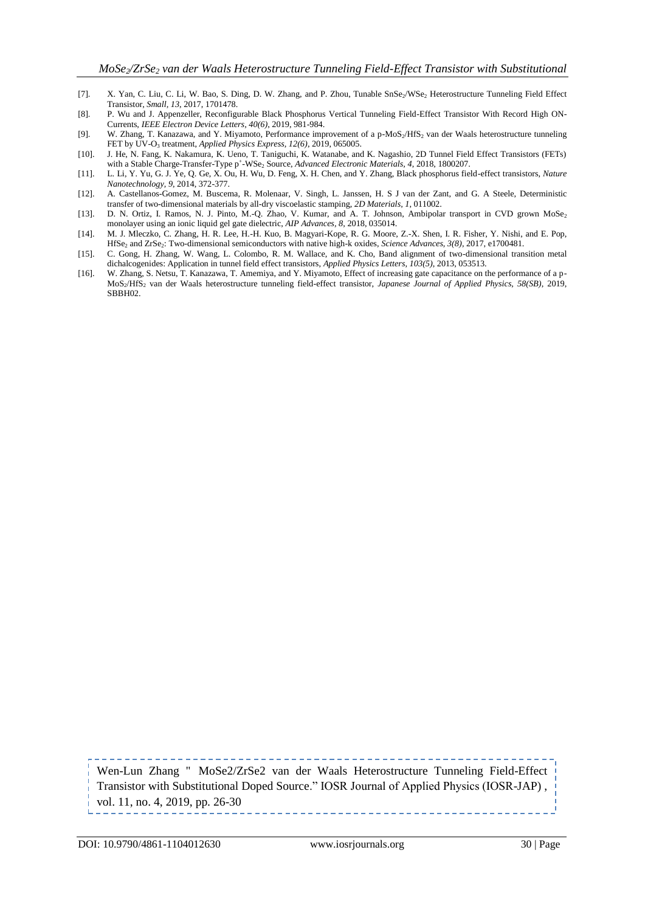[7]. X. Yan, C. Liu, C. Li, W. Bao, S. Ding, D. W. Zhang, and P. Zhou, Tunable $SnSe_2/WSe_2$ Heterostructure Tunneling Field Effect Transistor, *Small, 13*, 2017, 1701478.

[8]. P. Wu and J. Appenzeller, Reconfigurable Black Phosphorus Vertical Tunneling Field-Effect Transistor With Record High ON-Currents, *IEEE Electron Device Letters, 40(6)*, 2019, 981-984.

[9]. W. Zhang, T. Kanazawa, and Y. Miyamoto, Performance improvement of a p-$MoS_2/HfS_2$ van der Waals heterostructure tunneling FET by UV-$O_3$ treatment, *Applied Physics Express, 12(6)*, 2019, 065005.

[10]. J. He, N. Fang, K. Nakamura, K. Ueno, T. Taniguchi, K. Watanabe, and K. Nagashio, 2D Tunnel Field Effect Transistors (FETs) with a Stable Charge-Transfer-Type $p^+$-$WSe_2$ Source, *Advanced Electronic Materials, 4*, 2018, 1800207.

[11]. L. Li, Y. Yu, G. J. Ye, Q. Ge, X. Ou, H. Wu, D. Feng, X. H. Chen, and Y. Zhang, Black phosphorus field-effect transistors, *Nature Nanotechnology, 9*, 2014, 372-377.

[12]. A. Castellanos-Gomez, M. Buscema, R. Molenaar, V. Singh, L. Janssen, H. S J van der Zant, and G. A Steele, Deterministic transfer of two-dimensional materials by all-dry viscoelastic stamping, *2D Materials, 1*, 011002.

[13]. D. N. Ortiz, I. Ramos, N. J. Pinto, M.-Q. Zhao, V. Kumar, and A. T. Johnson, Ambipolar transport in CVD grown $MoSe_2$ monolayer using an ionic liquid gel gate dielectric, *AIP Advances, 8*, 2018, 035014.

[14]. M. J. Mleczko, C. Zhang, H. R. Lee, H.-H. Kuo, B. Magyari-Kope, R. G. Moore, Z.-X. Shen, I. R. Fisher, Y. Nishi, and E. Pop, $HfSe_2$ and $ZrSe_2$: Two-dimensional semiconductors with native high-k oxides, *Science Advances, 3(8)*, 2017, e1700481.

[15]. C. Gong, H. Zhang, W. Wang, L. Colombo, R. M. Wallace, and K. Cho, Band alignment of two-dimensional transition metal dichalcogenides: Application in tunnel field effect transistors, *Applied Physics Letters, 103(5)*, 2013, 053513.

[16]. W. Zhang, S. Netsu, T. Kanazawa, T. Amemiya, and Y. Miyamoto, Effect of increasing gate capacitance on the performance of a p-$MoS_2/HfS_2$ van der Waals heterostructure tunneling field-effect transistor, *Japanese Journal of Applied Physics, 58(SB)*, 2019, SBBH02.

Wen-Lun Zhang " MoSe2/ZrSe2 van der Waals Heterostructure Tunneling Field-Effect Transistor with Substitutional Doped Source." IOSR Journal of Applied Physics (IOSR-JAP) , vol. 11, no. 4, 2019, pp. 26-30